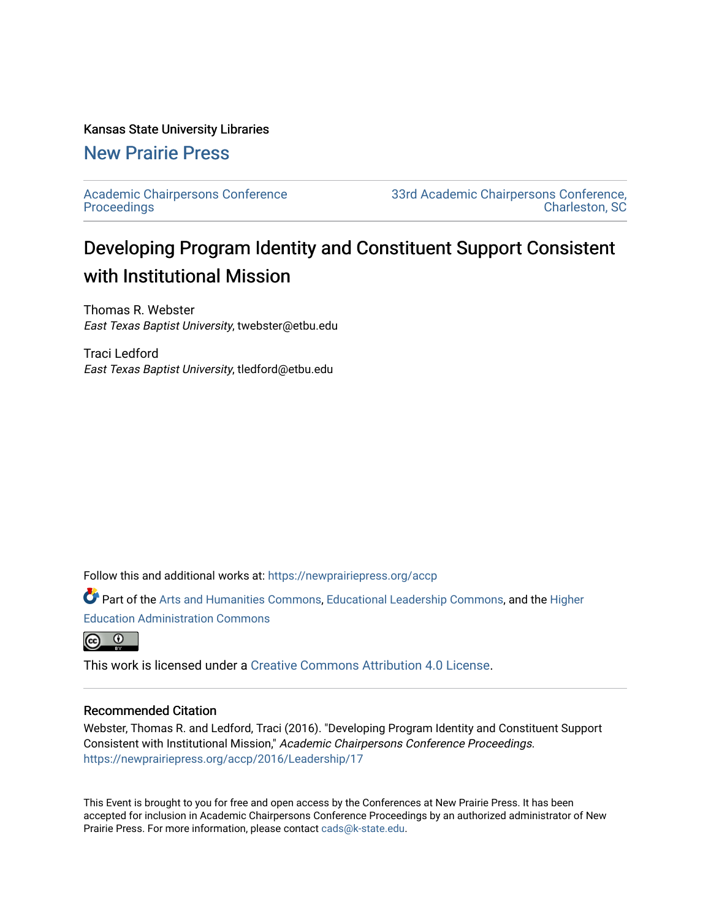Kansas State University Libraries

New Prairie Press

Academic Chairpersons Conference Proceedings

33rd Academic Chairpersons Conference, Charleston, SC

# Developing Program Identity and Constituent Support Consistent with Institutional Mission

Thomas R. Webster
*East Texas Baptist University*, twebster@etbu.edu

Traci Ledford
*East Texas Baptist University*, tledford@etbu.edu

Follow this and additional works at: https://newprairiepress.org/accp

Part of the Arts and Humanities Commons, Educational Leadership Commons, and the Higher Education Administration Commons

This work is licensed under a Creative Commons Attribution 4.0 License.

## Recommended Citation

Webster, Thomas R. and Ledford, Traci (2016). "Developing Program Identity and Constituent Support Consistent with Institutional Mission," *Academic Chairpersons Conference Proceedings*. https://newprairiepress.org/accp/2016/Leadership/17

This Event is brought to you for free and open access by the Conferences at New Prairie Press. It has been accepted for inclusion in Academic Chairpersons Conference Proceedings by an authorized administrator of New Prairie Press. For more information, please contact cads@k-state.edu.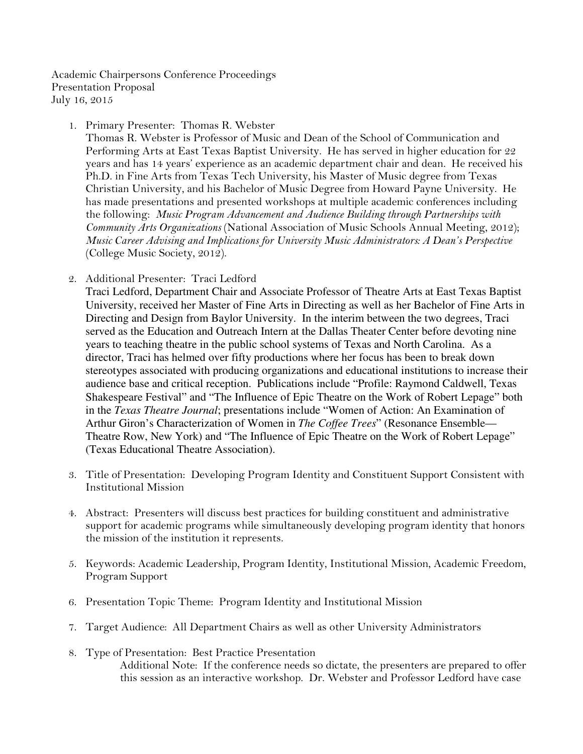Academic Chairpersons Conference Proceedings
Presentation Proposal
July 16, 2015

1. Primary Presenter: Thomas R. Webster
   Thomas R. Webster is Professor of Music and Dean of the School of Communication and Performing Arts at East Texas Baptist University. He has served in higher education for 22 years and has 14 years' experience as an academic department chair and dean. He received his Ph.D. in Fine Arts from Texas Tech University, his Master of Music degree from Texas Christian University, and his Bachelor of Music Degree from Howard Payne University. He has made presentations and presented workshops at multiple academic conferences including the following: *Music Program Advancement and Audience Building through Partnerships with Community Arts Organizations* (National Association of Music Schools Annual Meeting, 2012); *Music Career Advising and Implications for University Music Administrators: A Dean's Perspective* (College Music Society, 2012).

2. Additional Presenter: Traci Ledford
   Traci Ledford, Department Chair and Associate Professor of Theatre Arts at East Texas Baptist University, received her Master of Fine Arts in Directing as well as her Bachelor of Fine Arts in Directing and Design from Baylor University. In the interim between the two degrees, Traci served as the Education and Outreach Intern at the Dallas Theater Center before devoting nine years to teaching theatre in the public school systems of Texas and North Carolina. As a director, Traci has helmed over fifty productions where her focus has been to break down stereotypes associated with producing organizations and educational institutions to increase their audience base and critical reception. Publications include "Profile: Raymond Caldwell, Texas Shakespeare Festival" and "The Influence of Epic Theatre on the Work of Robert Lepage" both in the *Texas Theatre Journal*; presentations include "Women of Action: An Examination of Arthur Giron's Characterization of Women in *The Coffee Trees*" (Resonance Ensemble—Theatre Row, New York) and "The Influence of Epic Theatre on the Work of Robert Lepage" (Texas Educational Theatre Association).

3. Title of Presentation: Developing Program Identity and Constituent Support Consistent with Institutional Mission

4. Abstract: Presenters will discuss best practices for building constituent and administrative support for academic programs while simultaneously developing program identity that honors the mission of the institution it represents.

5. Keywords: Academic Leadership, Program Identity, Institutional Mission, Academic Freedom, Program Support

6. Presentation Topic Theme: Program Identity and Institutional Mission

7. Target Audience: All Department Chairs as well as other University Administrators

8. Type of Presentation: Best Practice Presentation
   Additional Note: If the conference needs so dictate, the presenters are prepared to offer this session as an interactive workshop. Dr. Webster and Professor Ledford have case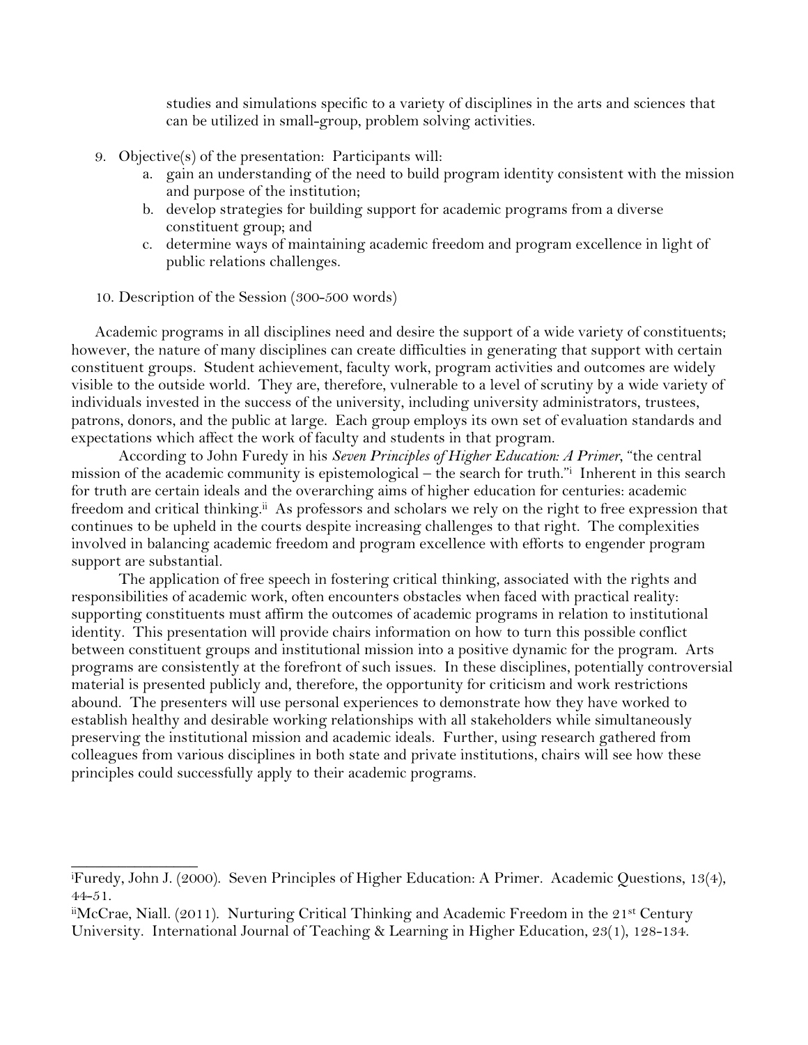studies and simulations specific to a variety of disciplines in the arts and sciences that can be utilized in small-group, problem solving activities.

9. Objective(s) of the presentation: Participants will:
   a. gain an understanding of the need to build program identity consistent with the mission and purpose of the institution;
   b. develop strategies for building support for academic programs from a diverse constituent group; and
   c. determine ways of maintaining academic freedom and program excellence in light of public relations challenges.

10. Description of the Session (300-500 words)

Academic programs in all disciplines need and desire the support of a wide variety of constituents; however, the nature of many disciplines can create difficulties in generating that support with certain constituent groups. Student achievement, faculty work, program activities and outcomes are widely visible to the outside world. They are, therefore, vulnerable to a level of scrutiny by a wide variety of individuals invested in the success of the university, including university administrators, trustees, patrons, donors, and the public at large. Each group employs its own set of evaluation standards and expectations which affect the work of faculty and students in that program.

According to John Furedy in his *Seven Principles of Higher Education: A Primer*, "the central mission of the academic community is epistemological – the search for truth."[i] Inherent in this search for truth are certain ideals and the overarching aims of higher education for centuries: academic freedom and critical thinking.[ii] As professors and scholars we rely on the right to free expression that continues to be upheld in the courts despite increasing challenges to that right. The complexities involved in balancing academic freedom and program excellence with efforts to engender program support are substantial.

The application of free speech in fostering critical thinking, associated with the rights and responsibilities of academic work, often encounters obstacles when faced with practical reality: supporting constituents must affirm the outcomes of academic programs in relation to institutional identity. This presentation will provide chairs information on how to turn this possible conflict between constituent groups and institutional mission into a positive dynamic for the program. Arts programs are consistently at the forefront of such issues. In these disciplines, potentially controversial material is presented publicly and, therefore, the opportunity for criticism and work restrictions abound. The presenters will use personal experiences to demonstrate how they have worked to establish healthy and desirable working relationships with all stakeholders while simultaneously preserving the institutional mission and academic ideals. Further, using research gathered from colleagues from various disciplines in both state and private institutions, chairs will see how these principles could successfully apply to their academic programs.

---

[i] Furedy, John J. (2000). Seven Principles of Higher Education: A Primer. Academic Questions, 13(4), 44-51.

[ii] McCrae, Niall. (2011). Nurturing Critical Thinking and Academic Freedom in the 21st Century University. International Journal of Teaching & Learning in Higher Education, 23(1), 128-134.